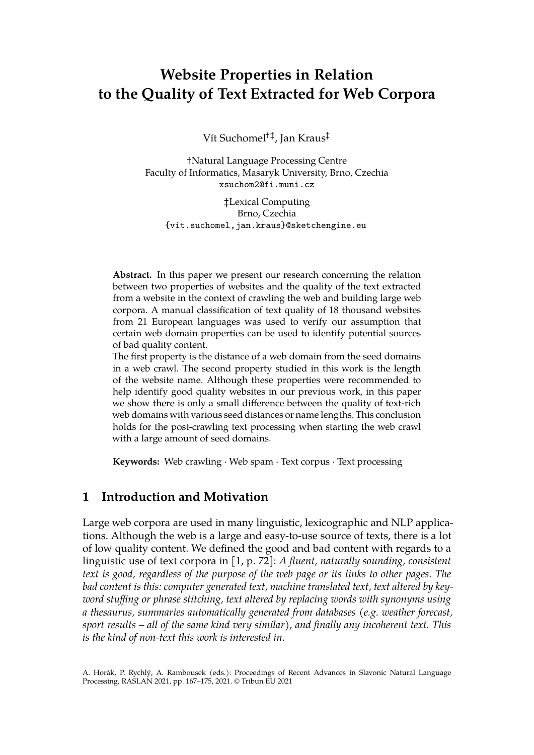# Website Properties in Relation to the Quality of Text Extracted for Web Corpora

Vít Suchomel[†‡], Jan Kraus[‡]

†Natural Language Processing Centre
Faculty of Informatics, Masaryk University, Brno, Czechia
xsuchom2@fi.muni.cz

‡Lexical Computing
Brno, Czechia
{vit.suchomel,jan.kraus}@sketchengine.eu

**Abstract.** In this paper we present our research concerning the relation between two properties of websites and the quality of the text extracted from a website in the context of crawling the web and building large web corpora. A manual classification of text quality of 18 thousand websites from 21 European languages was used to verify our assumption that certain web domain properties can be used to identify potential sources of bad quality content.

The first property is the distance of a web domain from the seed domains in a web crawl. The second property studied in this work is the length of the website name. Although these properties were recommended to help identify good quality websites in our previous work, in this paper we show there is only a small difference between the quality of text-rich web domains with various seed distances or name lengths. This conclusion holds for the post-crawling text processing when starting the web crawl with a large amount of seed domains.

**Keywords:** Web crawling · Web spam · Text corpus · Text processing

## 1 Introduction and Motivation

Large web corpora are used in many linguistic, lexicographic and NLP applications. Although the web is a large and easy-to-use source of texts, there is a lot of low quality content. We defined the good and bad content with regards to a linguistic use of text corpora in [1, p. 72]: *A fluent, naturally sounding, consistent text is good, regardless of the purpose of the web page or its links to other pages. The bad content is this: computer generated text, machine translated text, text altered by keyword stuffing or phrase stitching, text altered by replacing words with synonyms using a thesaurus, summaries automatically generated from databases (e.g. weather forecast, sport results – all of the same kind very similar), and finally any incoherent text. This is the kind of non-text this work is interested in.*

A. Horák, P. Rychlý, A. Rambousek (eds.): Proceedings of Recent Advances in Slavonic Natural Language Processing, RASLAN 2021, pp. 167–175, 2021. © Tribun EU 2021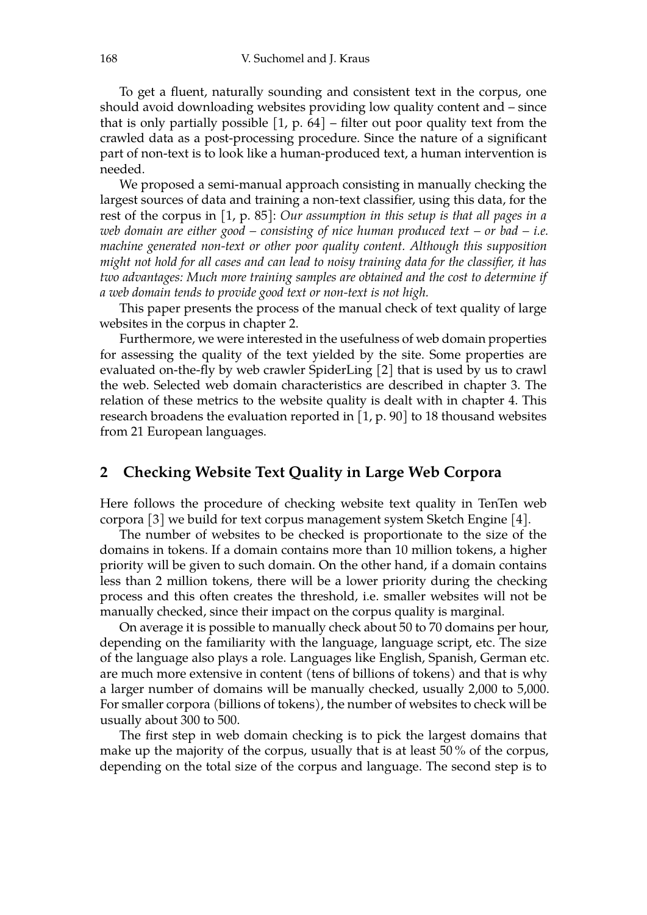To get a fluent, naturally sounding and consistent text in the corpus, one should avoid downloading websites providing low quality content and – since that is only partially possible [1, p. 64] – filter out poor quality text from the crawled data as a post-processing procedure. Since the nature of a significant part of non-text is to look like a human-produced text, a human intervention is needed.

We proposed a semi-manual approach consisting in manually checking the largest sources of data and training a non-text classifier, using this data, for the rest of the corpus in [1, p. 85]: *Our assumption in this setup is that all pages in a web domain are either good – consisting of nice human produced text – or bad – i.e. machine generated non-text or other poor quality content. Although this supposition might not hold for all cases and can lead to noisy training data for the classifier, it has two advantages: Much more training samples are obtained and the cost to determine if a web domain tends to provide good text or non-text is not high.*

This paper presents the process of the manual check of text quality of large websites in the corpus in chapter 2.

Furthermore, we were interested in the usefulness of web domain properties for assessing the quality of the text yielded by the site. Some properties are evaluated on-the-fly by web crawler SpiderLing [2] that is used by us to crawl the web. Selected web domain characteristics are described in chapter 3. The relation of these metrics to the website quality is dealt with in chapter 4. This research broadens the evaluation reported in [1, p. 90] to 18 thousand websites from 21 European languages.

## 2 Checking Website Text Quality in Large Web Corpora

Here follows the procedure of checking website text quality in TenTen web corpora [3] we build for text corpus management system Sketch Engine [4].

The number of websites to be checked is proportionate to the size of the domains in tokens. If a domain contains more than 10 million tokens, a higher priority will be given to such domain. On the other hand, if a domain contains less than 2 million tokens, there will be a lower priority during the checking process and this often creates the threshold, i.e. smaller websites will not be manually checked, since their impact on the corpus quality is marginal.

On average it is possible to manually check about 50 to 70 domains per hour, depending on the familiarity with the language, language script, etc. The size of the language also plays a role. Languages like English, Spanish, German etc. are much more extensive in content (tens of billions of tokens) and that is why a larger number of domains will be manually checked, usually 2,000 to 5,000. For smaller corpora (billions of tokens), the number of websites to check will be usually about 300 to 500.

The first step in web domain checking is to pick the largest domains that make up the majority of the corpus, usually that is at least 50 % of the corpus, depending on the total size of the corpus and language. The second step is to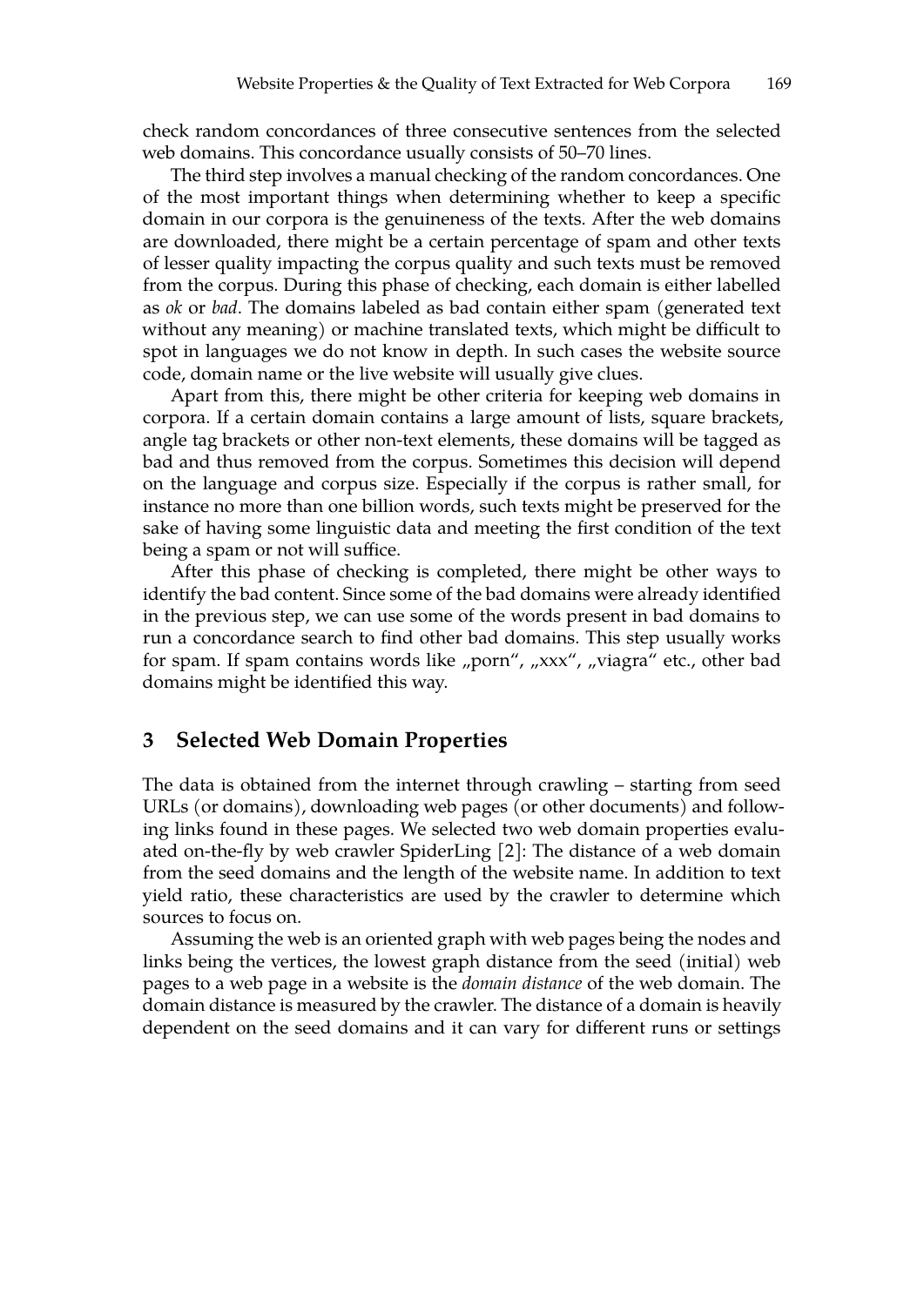check random concordances of three consecutive sentences from the selected web domains. This concordance usually consists of 50–70 lines.

The third step involves a manual checking of the random concordances. One of the most important things when determining whether to keep a specific domain in our corpora is the genuineness of the texts. After the web domains are downloaded, there might be a certain percentage of spam and other texts of lesser quality impacting the corpus quality and such texts must be removed from the corpus. During this phase of checking, each domain is either labelled as *ok* or *bad*. The domains labeled as bad contain either spam (generated text without any meaning) or machine translated texts, which might be difficult to spot in languages we do not know in depth. In such cases the website source code, domain name or the live website will usually give clues.

Apart from this, there might be other criteria for keeping web domains in corpora. If a certain domain contains a large amount of lists, square brackets, angle tag brackets or other non-text elements, these domains will be tagged as bad and thus removed from the corpus. Sometimes this decision will depend on the language and corpus size. Especially if the corpus is rather small, for instance no more than one billion words, such texts might be preserved for the sake of having some linguistic data and meeting the first condition of the text being a spam or not will suffice.

After this phase of checking is completed, there might be other ways to identify the bad content. Since some of the bad domains were already identified in the previous step, we can use some of the words present in bad domains to run a concordance search to find other bad domains. This step usually works for spam. If spam contains words like „porn“, „xxx“, „viagra“ etc., other bad domains might be identified this way.

## 3 Selected Web Domain Properties

The data is obtained from the internet through crawling – starting from seed URLs (or domains), downloading web pages (or other documents) and following links found in these pages. We selected two web domain properties evaluated on-the-fly by web crawler SpiderLing [2]: The distance of a web domain from the seed domains and the length of the website name. In addition to text yield ratio, these characteristics are used by the crawler to determine which sources to focus on.

Assuming the web is an oriented graph with web pages being the nodes and links being the vertices, the lowest graph distance from the seed (initial) web pages to a web page in a website is the *domain distance* of the web domain. The domain distance is measured by the crawler. The distance of a domain is heavily dependent on the seed domains and it can vary for different runs or settings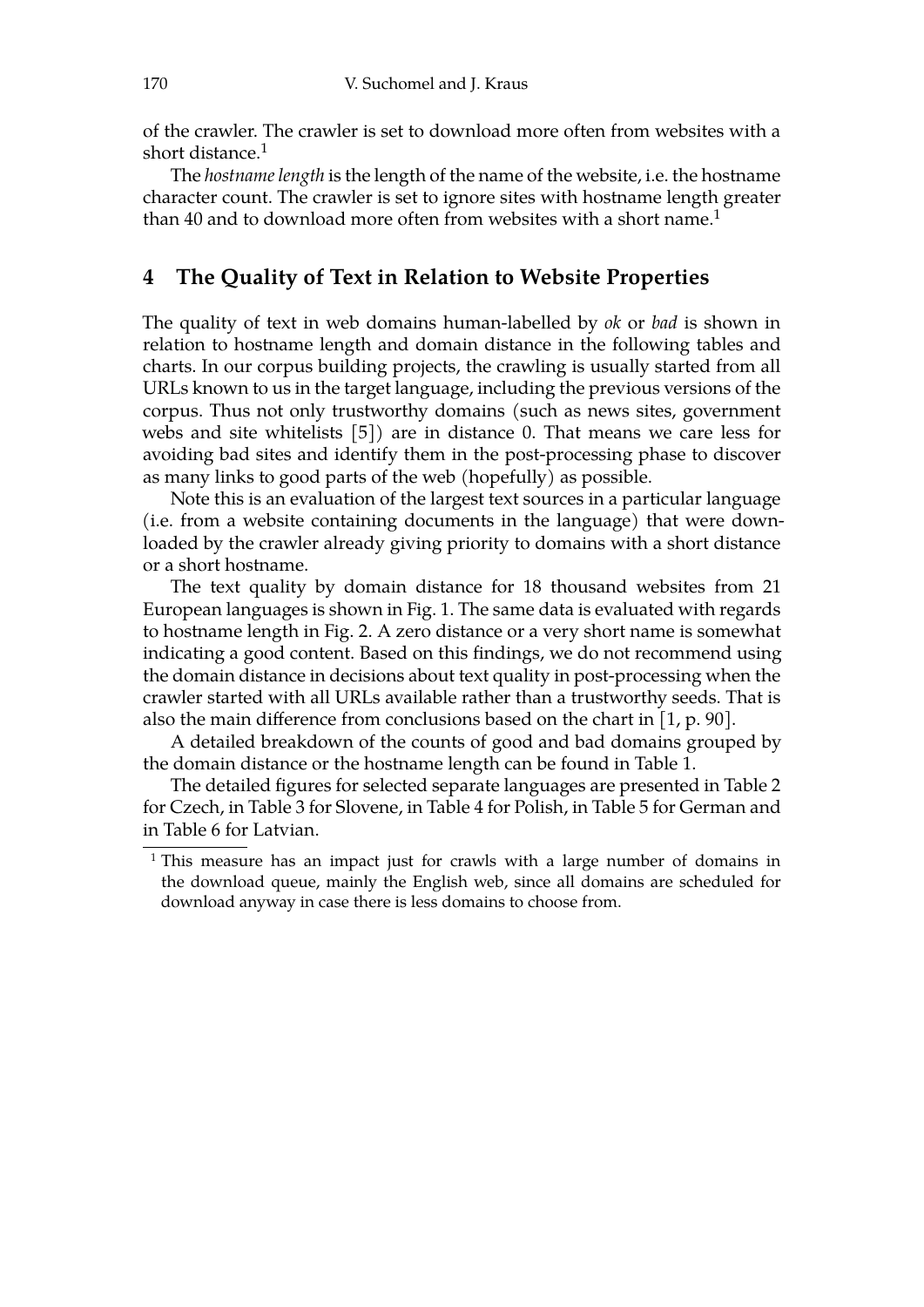of the crawler. The crawler is set to download more often from websites with a short distance.[1]

The *hostname length* is the length of the name of the website, i.e. the hostname character count. The crawler is set to ignore sites with hostname length greater than 40 and to download more often from websites with a short name.[1]

## 4 The Quality of Text in Relation to Website Properties

The quality of text in web domains human-labelled by *ok* or *bad* is shown in relation to hostname length and domain distance in the following tables and charts. In our corpus building projects, the crawling is usually started from all URLs known to us in the target language, including the previous versions of the corpus. Thus not only trustworthy domains (such as news sites, government webs and site whitelists [5]) are in distance 0. That means we care less for avoiding bad sites and identify them in the post-processing phase to discover as many links to good parts of the web (hopefully) as possible.

Note this is an evaluation of the largest text sources in a particular language (i.e. from a website containing documents in the language) that were downloaded by the crawler already giving priority to domains with a short distance or a short hostname.

The text quality by domain distance for 18 thousand websites from 21 European languages is shown in Fig. 1. The same data is evaluated with regards to hostname length in Fig. 2. A zero distance or a very short name is somewhat indicating a good content. Based on this findings, we do not recommend using the domain distance in decisions about text quality in post-processing when the crawler started with all URLs available rather than a trustworthy seeds. That is also the main difference from conclusions based on the chart in [1, p. 90].

A detailed breakdown of the counts of good and bad domains grouped by the domain distance or the hostname length can be found in Table 1.

The detailed figures for selected separate languages are presented in Table 2 for Czech, in Table 3 for Slovene, in Table 4 for Polish, in Table 5 for German and in Table 6 for Latvian.

---

[1] This measure has an impact just for crawls with a large number of domains in the download queue, mainly the English web, since all domains are scheduled for download anyway in case there is less domains to choose from.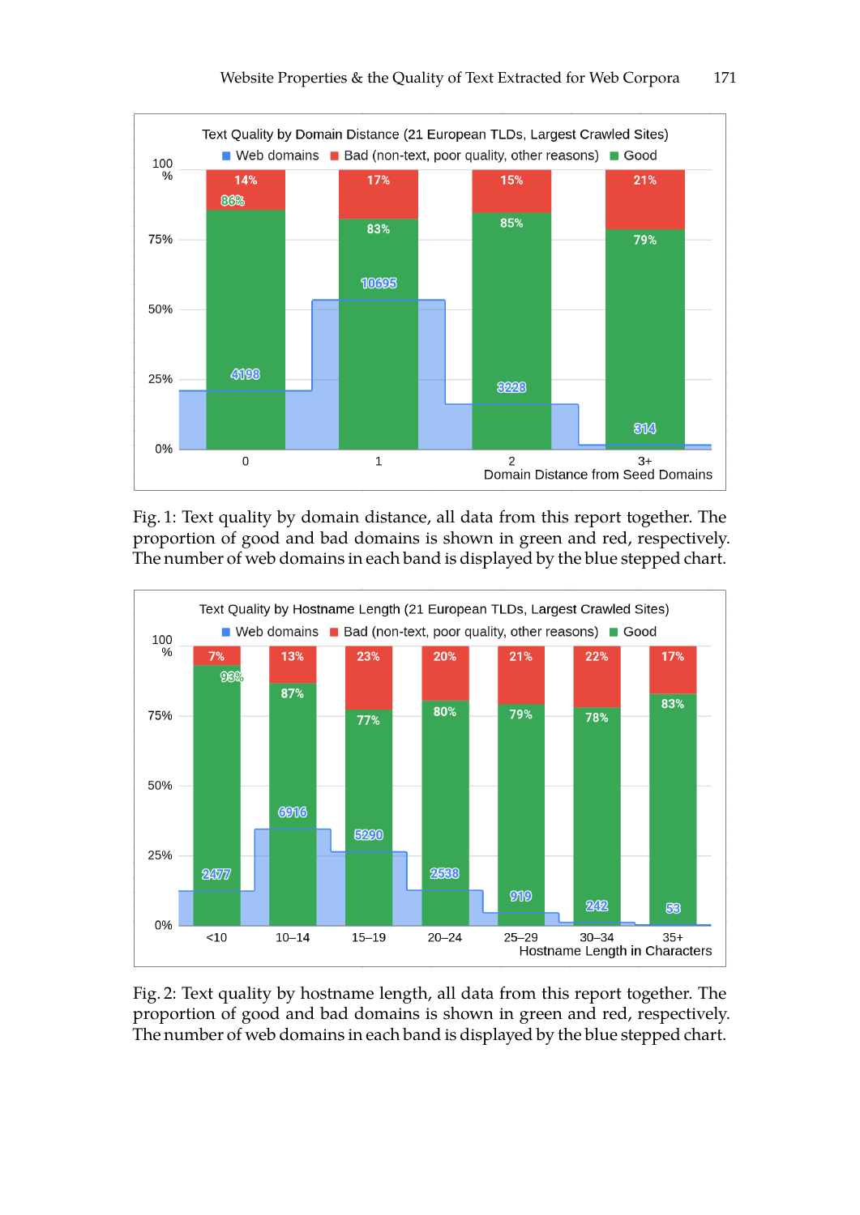Text Quality by Domain Distance (21 European TLDs, Largest Crawled Sites)

| Domain Distance from Seed Domains | Web domains | Bad (non-text, poor quality, other reasons) | Good |
|---|---|---|---|
| 0 | 4198 | 14% | 86% |
| 1 | 10695 | 17% | 83% |
| 2 | 3228 | 15% | 85% |
| 3+ | 314 | 21% | 79% |

Fig. 1: Text quality by domain distance, all data from this report together. The proportion of good and bad domains is shown in green and red, respectively. The number of web domains in each band is displayed by the blue stepped chart.

Text Quality by Hostname Length (21 European TLDs, Largest Crawled Sites)

| Hostname Length in Characters | Web domains | Bad (non-text, poor quality, other reasons) | Good |
|---|---|---|---|
| <10 | 2477 | 7% | 93% |
| 10–14 | 6916 | 13% | 87% |
| 15–19 | 5290 | 23% | 77% |
| 20–24 | 2538 | 20% | 80% |
| 25–29 | 919 | 21% | 79% |
| 30–34 | 242 | 22% | 78% |
| 35+ | 53 | 17% | 83% |

Fig. 2: Text quality by hostname length, all data from this report together. The proportion of good and bad domains is shown in green and red, respectively. The number of web domains in each band is displayed by the blue stepped chart.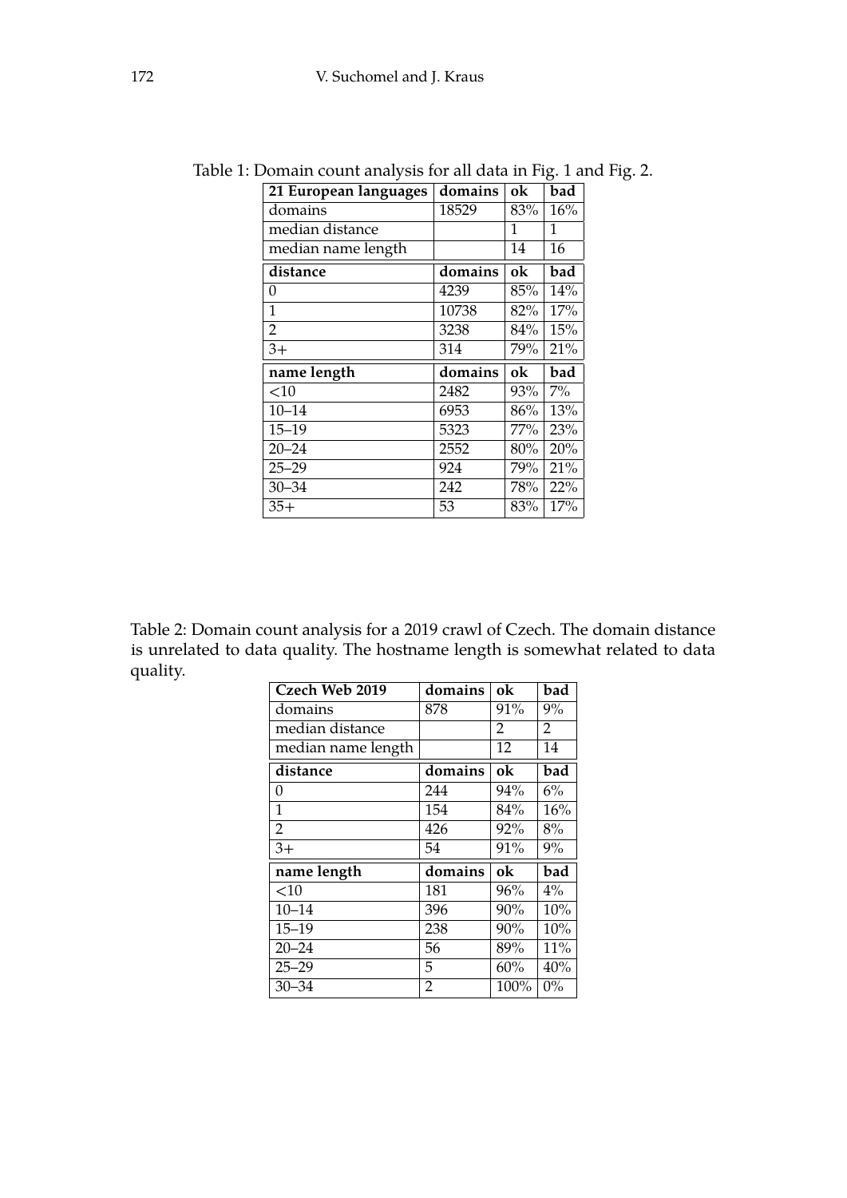Table 1: Domain count analysis for all data in Fig. 1 and Fig. 2.

| **21 European languages** | **domains** | **ok** | **bad** |
|---|---|---|---|
| domains | 18529 | 83% | 16% |
| median distance | | 1 | 1 |
| median name length | | 14 | 16 |
| **distance** | **domains** | **ok** | **bad** |
| 0 | 4239 | 85% | 14% |
| 1 | 10738 | 82% | 17% |
| 2 | 3238 | 84% | 15% |
| 3+ | 314 | 79% | 21% |
| **name length** | **domains** | **ok** | **bad** |
| <10 | 2482 | 93% | 7% |
| 10–14 | 6953 | 86% | 13% |
| 15–19 | 5323 | 77% | 23% |
| 20–24 | 2552 | 80% | 20% |
| 25–29 | 924 | 79% | 21% |
| 30–34 | 242 | 78% | 22% |
| 35+ | 53 | 83% | 17% |

Table 2: Domain count analysis for a 2019 crawl of Czech. The domain distance is unrelated to data quality. The hostname length is somewhat related to data quality.

| **Czech Web 2019** | **domains** | **ok** | **bad** |
|---|---|---|---|
| domains | 878 | 91% | 9% |
| median distance | | 2 | 2 |
| median name length | | 12 | 14 |
| **distance** | **domains** | **ok** | **bad** |
| 0 | 244 | 94% | 6% |
| 1 | 154 | 84% | 16% |
| 2 | 426 | 92% | 8% |
| 3+ | 54 | 91% | 9% |
| **name length** | **domains** | **ok** | **bad** |
| <10 | 181 | 96% | 4% |
| 10–14 | 396 | 90% | 10% |
| 15–19 | 238 | 90% | 10% |
| 20–24 | 56 | 89% | 11% |
| 25–29 | 5 | 60% | 40% |
| 30–34 | 2 | 100% | 0% |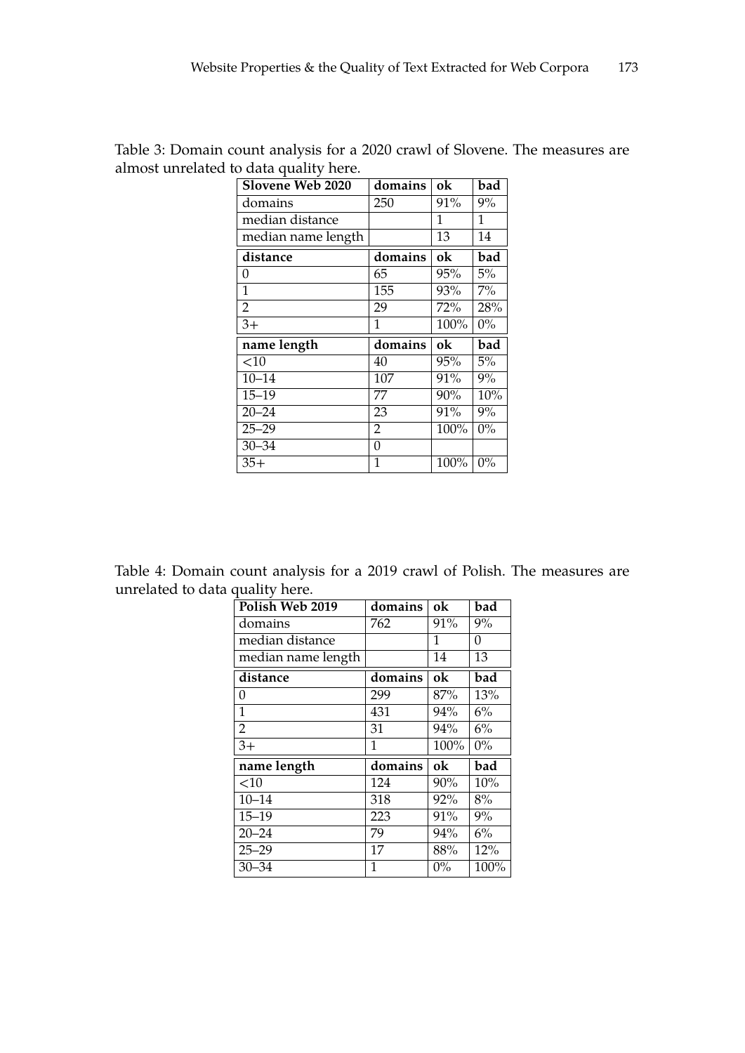Table 3: Domain count analysis for a 2020 crawl of Slovene. The measures are almost unrelated to data quality here.

| **Slovene Web 2020** | **domains** | **ok** | **bad** |
|---|---|---|---|
| domains | 250 | 91% | 9% |
| median distance | | 1 | 1 |
| median name length | | 13 | 14 |
| **distance** | **domains** | **ok** | **bad** |
| 0 | 65 | 95% | 5% |
| 1 | 155 | 93% | 7% |
| 2 | 29 | 72% | 28% |
| 3+ | 1 | 100% | 0% |
| **name length** | **domains** | **ok** | **bad** |
| <10 | 40 | 95% | 5% |
| 10–14 | 107 | 91% | 9% |
| 15–19 | 77 | 90% | 10% |
| 20–24 | 23 | 91% | 9% |
| 25–29 | 2 | 100% | 0% |
| 30–34 | 0 | | |
| 35+ | 1 | 100% | 0% |

Table 4: Domain count analysis for a 2019 crawl of Polish. The measures are unrelated to data quality here.

| **Polish Web 2019** | **domains** | **ok** | **bad** |
|---|---|---|---|
| domains | 762 | 91% | 9% |
| median distance | | 1 | 0 |
| median name length | | 14 | 13 |
| **distance** | **domains** | **ok** | **bad** |
| 0 | 299 | 87% | 13% |
| 1 | 431 | 94% | 6% |
| 2 | 31 | 94% | 6% |
| 3+ | 1 | 100% | 0% |
| **name length** | **domains** | **ok** | **bad** |
| <10 | 124 | 90% | 10% |
| 10–14 | 318 | 92% | 8% |
| 15–19 | 223 | 91% | 9% |
| 20–24 | 79 | 94% | 6% |
| 25–29 | 17 | 88% | 12% |
| 30–34 | 1 | 0% | 100% |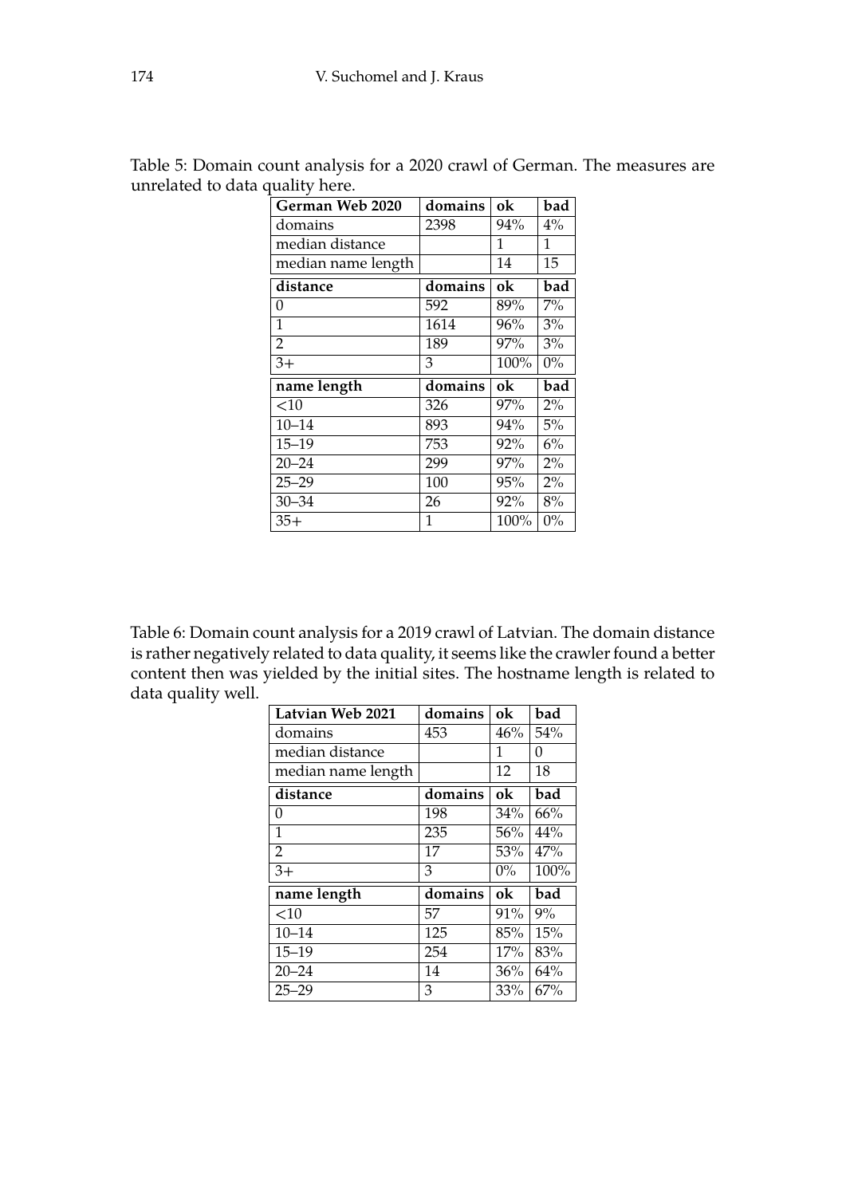Table 5: Domain count analysis for a 2020 crawl of German. The measures are unrelated to data quality here.

| German Web 2020 | domains | ok | bad |
|---|---|---|---|
| domains | 2398 | 94% | 4% |
| median distance | | 1 | 1 |
| median name length | | 14 | 15 |
| **distance** | **domains** | **ok** | **bad** |
| 0 | 592 | 89% | 7% |
| 1 | 1614 | 96% | 3% |
| 2 | 189 | 97% | 3% |
| 3+ | 3 | 100% | 0% |
| **name length** | **domains** | **ok** | **bad** |
| <10 | 326 | 97% | 2% |
| 10–14 | 893 | 94% | 5% |
| 15–19 | 753 | 92% | 6% |
| 20–24 | 299 | 97% | 2% |
| 25–29 | 100 | 95% | 2% |
| 30–34 | 26 | 92% | 8% |
| 35+ | 1 | 100% | 0% |

Table 6: Domain count analysis for a 2019 crawl of Latvian. The domain distance is rather negatively related to data quality, it seems like the crawler found a better content then was yielded by the initial sites. The hostname length is related to data quality well.

| Latvian Web 2021 | domains | ok | bad |
|---|---|---|---|
| domains | 453 | 46% | 54% |
| median distance | | 1 | 0 |
| median name length | | 12 | 18 |
| **distance** | **domains** | **ok** | **bad** |
| 0 | 198 | 34% | 66% |
| 1 | 235 | 56% | 44% |
| 2 | 17 | 53% | 47% |
| 3+ | 3 | 0% | 100% |
| **name length** | **domains** | **ok** | **bad** |
| <10 | 57 | 91% | 9% |
| 10–14 | 125 | 85% | 15% |
| 15–19 | 254 | 17% | 83% |
| 20–24 | 14 | 36% | 64% |
| 25–29 | 3 | 33% | 67% |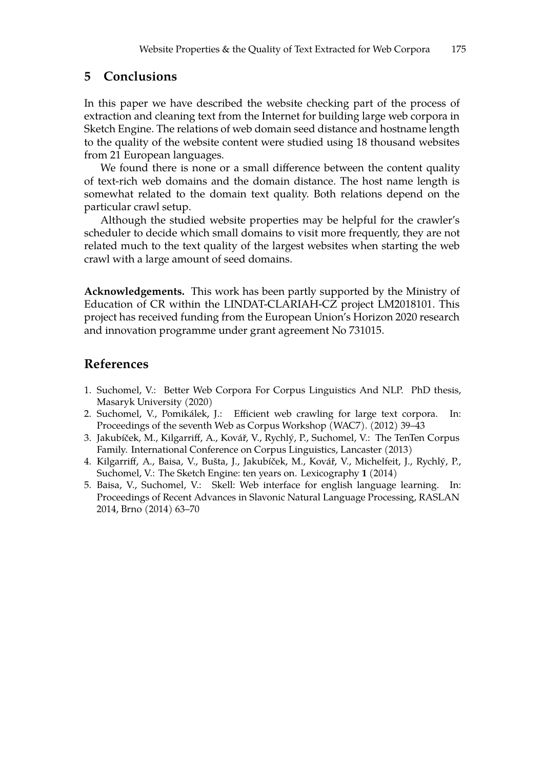## 5 Conclusions

In this paper we have described the website checking part of the process of extraction and cleaning text from the Internet for building large web corpora in Sketch Engine. The relations of web domain seed distance and hostname length to the quality of the website content were studied using 18 thousand websites from 21 European languages.

We found there is none or a small difference between the content quality of text-rich web domains and the domain distance. The host name length is somewhat related to the domain text quality. Both relations depend on the particular crawl setup.

Although the studied website properties may be helpful for the crawler's scheduler to decide which small domains to visit more frequently, they are not related much to the text quality of the largest websites when starting the web crawl with a large amount of seed domains.

**Acknowledgements.** This work has been partly supported by the Ministry of Education of CR within the LINDAT-CLARIAH-CZ project LM2018101. This project has received funding from the European Union's Horizon 2020 research and innovation programme under grant agreement No 731015.

## References

1. Suchomel, V.: Better Web Corpora For Corpus Linguistics And NLP. PhD thesis, Masaryk University (2020)
2. Suchomel, V., Pomikálek, J.: Efficient web crawling for large text corpora. In: Proceedings of the seventh Web as Corpus Workshop (WAC7). (2012) 39–43
3. Jakubíček, M., Kilgarriff, A., Kovář, V., Rychlý, P., Suchomel, V.: The TenTen Corpus Family. International Conference on Corpus Linguistics, Lancaster (2013)
4. Kilgarriff, A., Baisa, V., Bušta, J., Jakubíček, M., Kovář, V., Michelfeit, J., Rychlý, P., Suchomel, V.: The Sketch Engine: ten years on. Lexicography **1** (2014)
5. Baisa, V., Suchomel, V.: Skell: Web interface for english language learning. In: Proceedings of Recent Advances in Slavonic Natural Language Processing, RASLAN 2014, Brno (2014) 63–70